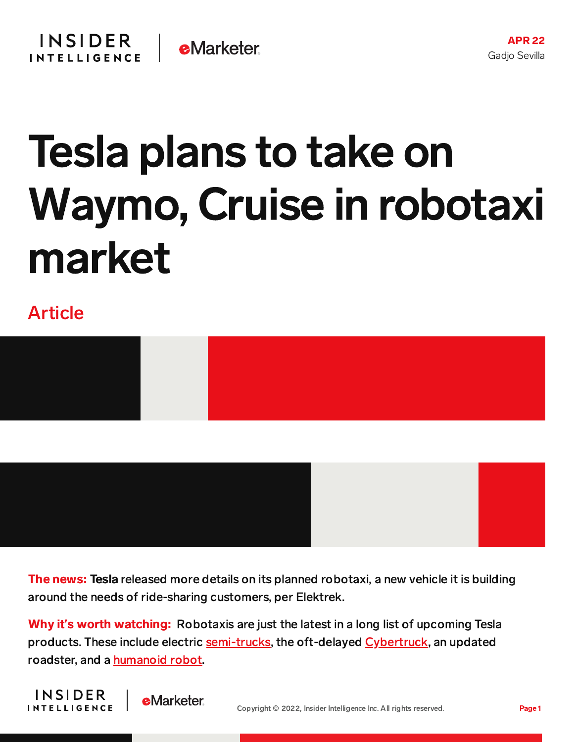APR 22
Gadjo Sevilla

# Tesla plans to take on Waymo, Cruise in robotaxi market

Article

**The news:** **Tesla** released more details on its planned robotaxi, a new vehicle it is building around the needs of ride-sharing customers, per Elektrek.

**Why it's worth watching:** Robotaxis are just the latest in a long list of upcoming Tesla products. These include electric semi-trucks, the oft-delayed Cybertruck, an updated roadster, and a humanoid robot.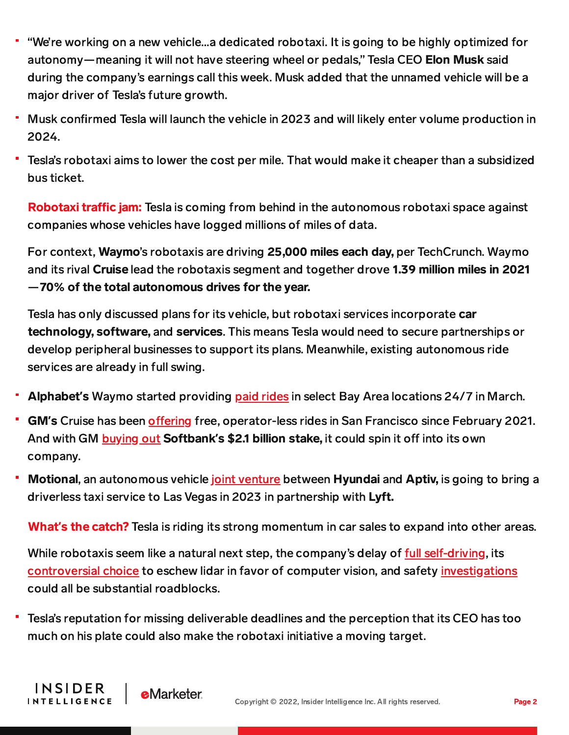- "We're working on a new vehicle...a dedicated robotaxi. It is going to be highly optimized for autonomy—meaning it will not have steering wheel or pedals," Tesla CEO **Elon Musk** said during the company's earnings call this week. Musk added that the unnamed vehicle will be a major driver of Tesla's future growth.
- Musk confirmed Tesla will launch the vehicle in 2023 and will likely enter volume production in 2024.
- Tesla's robotaxi aims to lower the cost per mile. That would make it cheaper than a subsidized bus ticket.

**Robotaxi traffic jam:** Tesla is coming from behind in the autonomous robotaxi space against companies whose vehicles have logged millions of miles of data.

For context, **Waymo**'s robotaxis are driving **25,000 miles each day,** per TechCrunch. Waymo and its rival **Cruise** lead the robotaxis segment and together drove **1.39 million miles in 2021—70% of the total autonomous drives for the year.**

Tesla has only discussed plans for its vehicle, but robotaxi services incorporate **car technology, software,** and **services**. This means Tesla would need to secure partnerships or develop peripheral businesses to support its plans. Meanwhile, existing autonomous ride services are already in full swing.

- **Alphabet's** Waymo started providing paid rides in select Bay Area locations 24/7 in March.
- **GM's** Cruise has been offering free, operator-less rides in San Francisco since February 2021. And with GM buying out **Softbank's $2.1 billion stake,** it could spin it off into its own company.
- **Motional**, an autonomous vehicle joint venture between **Hyundai** and **Aptiv,** is going to bring a driverless taxi service to Las Vegas in 2023 in partnership with **Lyft.**

**What's the catch?** Tesla is riding its strong momentum in car sales to expand into other areas.

While robotaxis seem like a natural next step, the company's delay of full self-driving, its controversial choice to eschew lidar in favor of computer vision, and safety investigations could all be substantial roadblocks.

- Tesla's reputation for missing deliverable deadlines and the perception that its CEO has too much on his plate could also make the robotaxi initiative a moving target.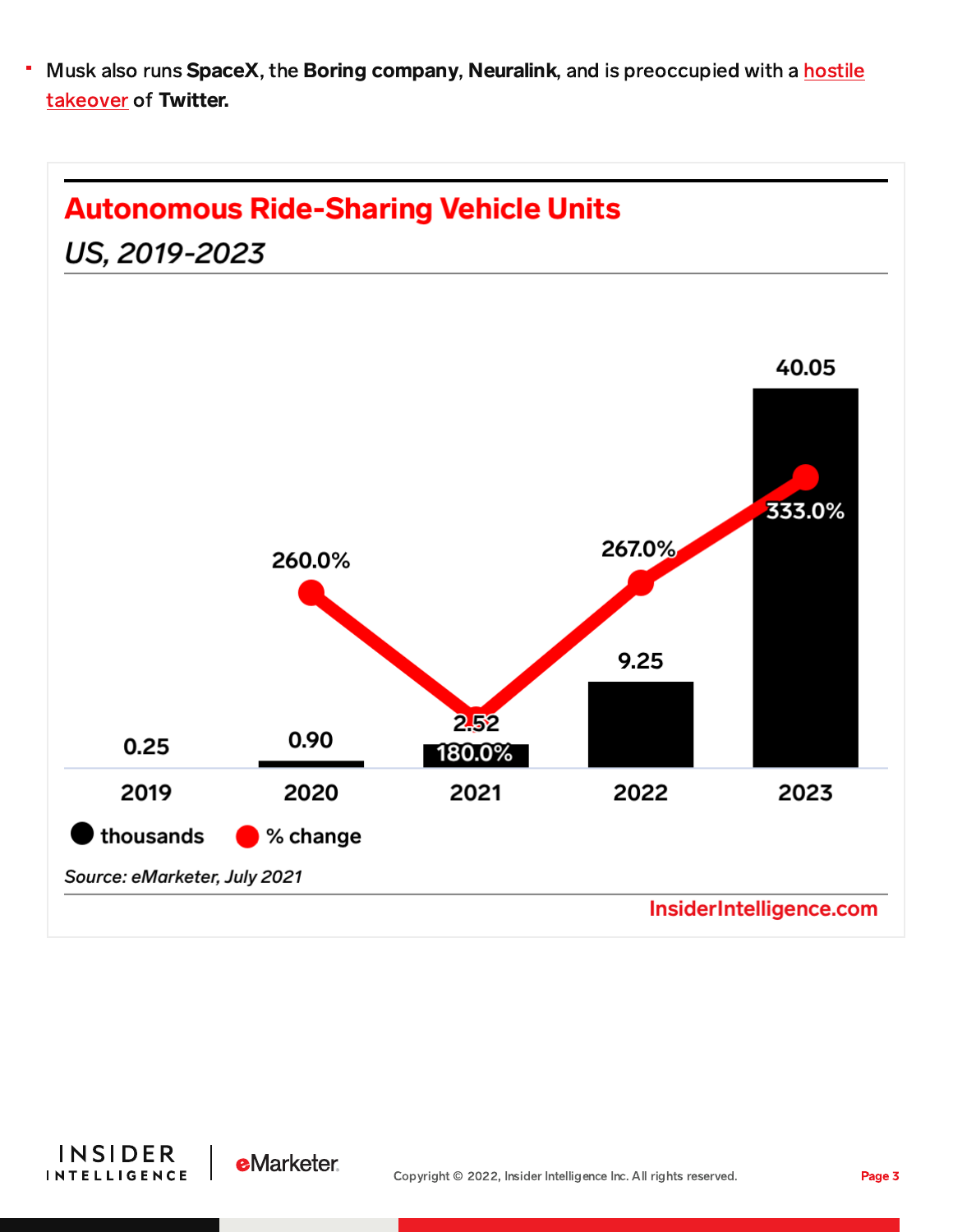- Musk also runs **SpaceX**, the **Boring company**, **Neuralink**, and is preoccupied with a hostile takeover of **Twitter.**

## Autonomous Ride-Sharing Vehicle Units

*US, 2019-2023*

0.25
0.90
2.52
9.25
40.05

260.0%
180.0%
267.0%
333.0%

2019
2020
2021
2022
2023

thousands
% change

*Source: eMarketer, July 2021*

InsiderIntelligence.com